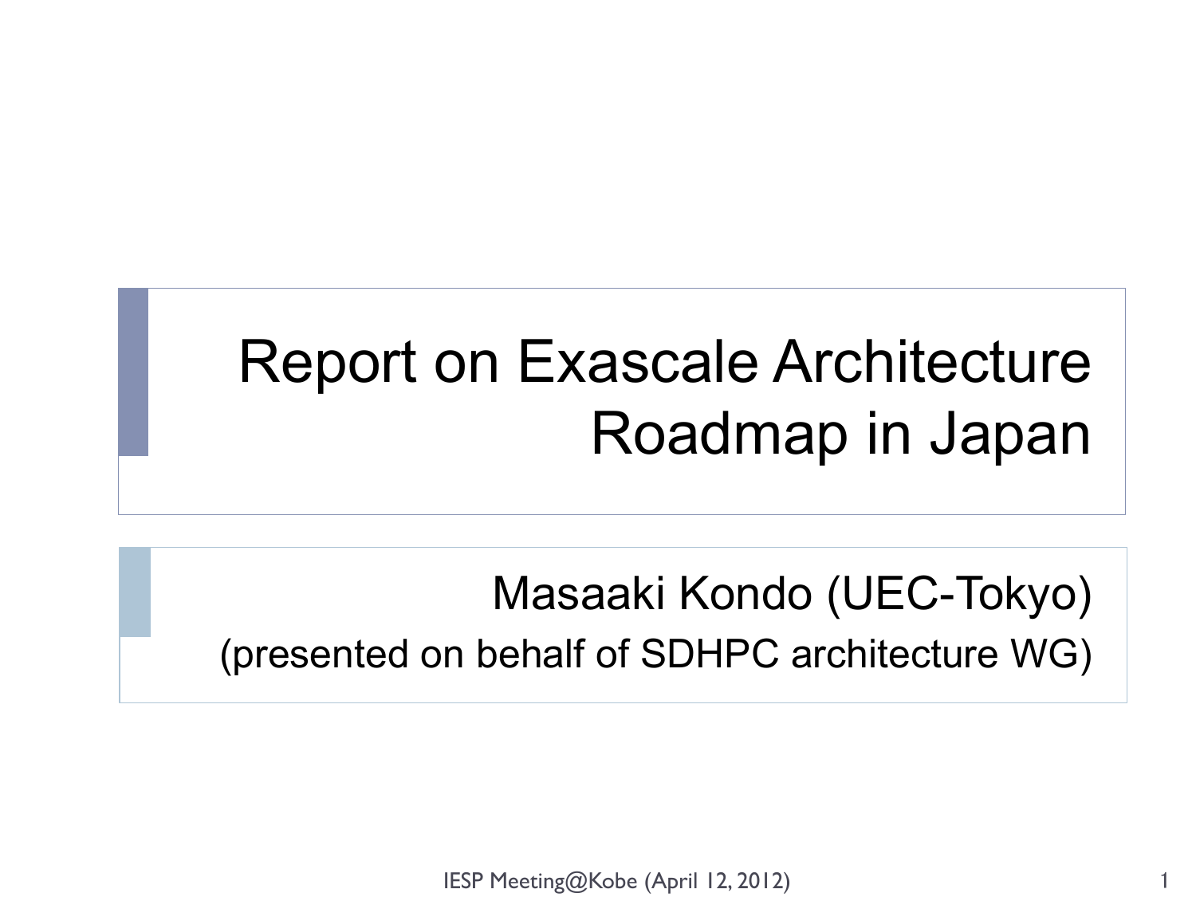# Report on Exascale Architecture Roadmap in Japan

Masaaki Kondo (UEC-Tokyo)

(presented on behalf of SDHPC architecture WG)

IESP Meeting@Kobe (April 12, 2012)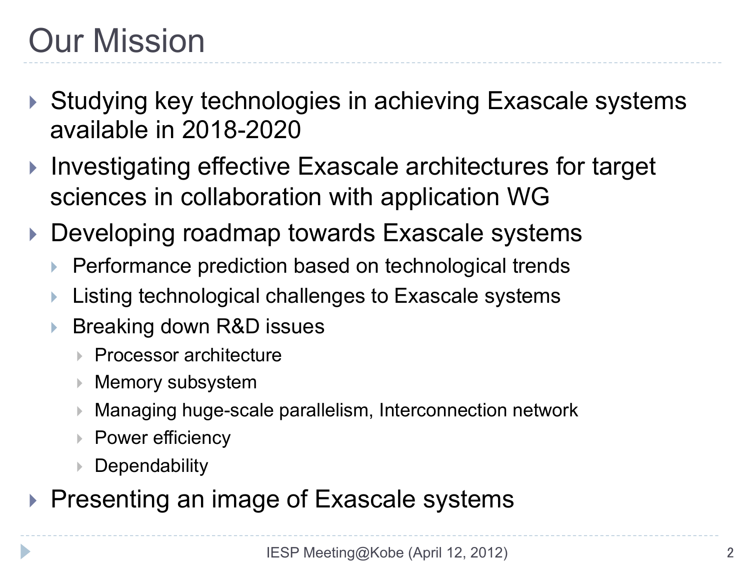# Our Mission

- Studying key technologies in achieving Exascale systems available in 2018-2020
- Investigating effective Exascale architectures for target sciences in collaboration with application WG
- Developing roadmap towards Exascale systems
  - Performance prediction based on technological trends
  - Listing technological challenges to Exascale systems
  - Breaking down R&D issues
    - Processor architecture
    - Memory subsystem
    - Managing huge-scale parallelism, Interconnection network
    - Power efficiency
    - Dependability
- Presenting an image of Exascale systems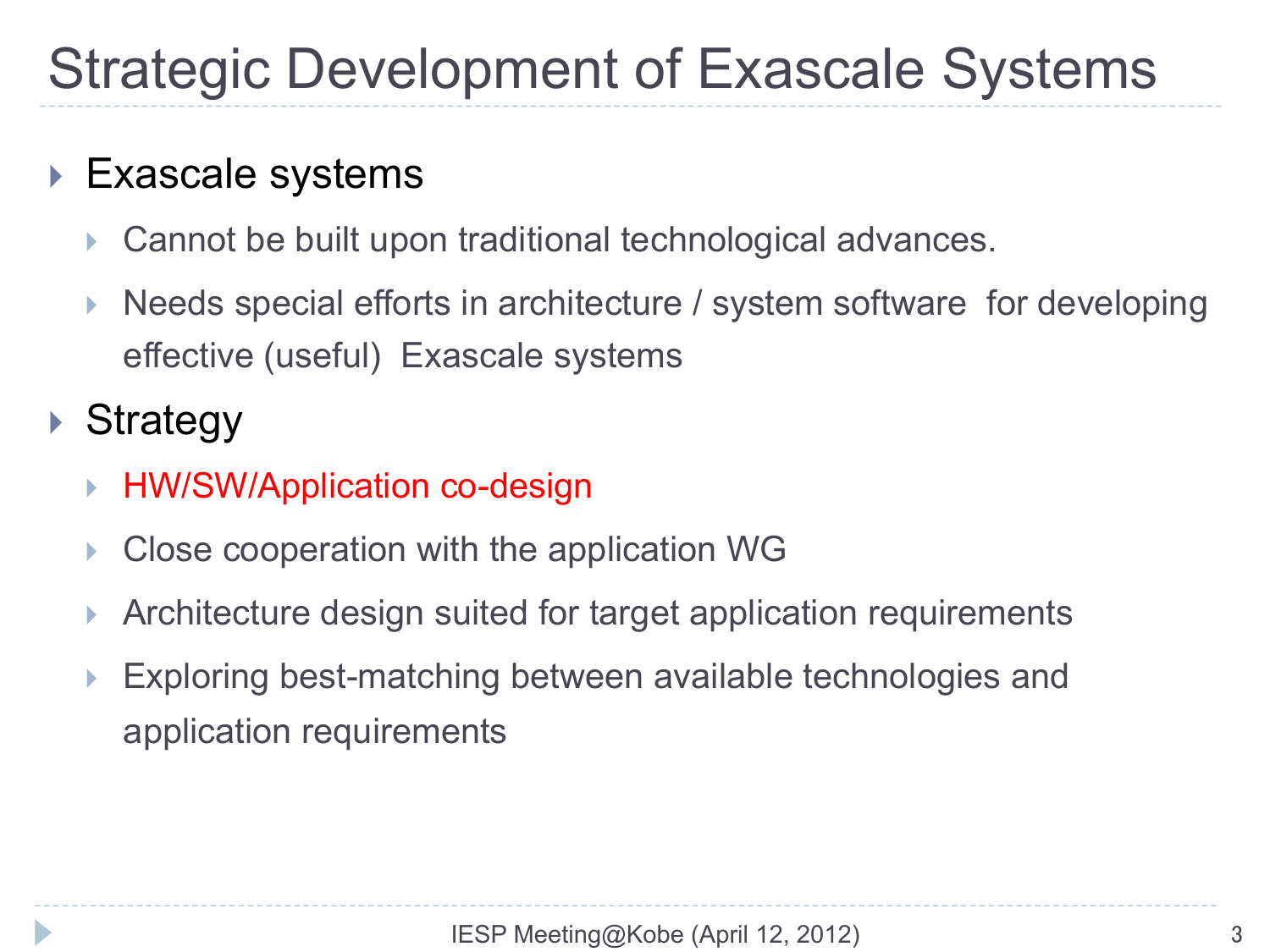# Strategic Development of Exascale Systems

- Exascale systems
  - Cannot be built upon traditional technological advances.
  - Needs special efforts in architecture / system software for developing effective (useful) Exascale systems
- Strategy
  - HW/SW/Application co-design
  - Close cooperation with the application WG
  - Architecture design suited for target application requirements
  - Exploring best-matching between available technologies and application requirements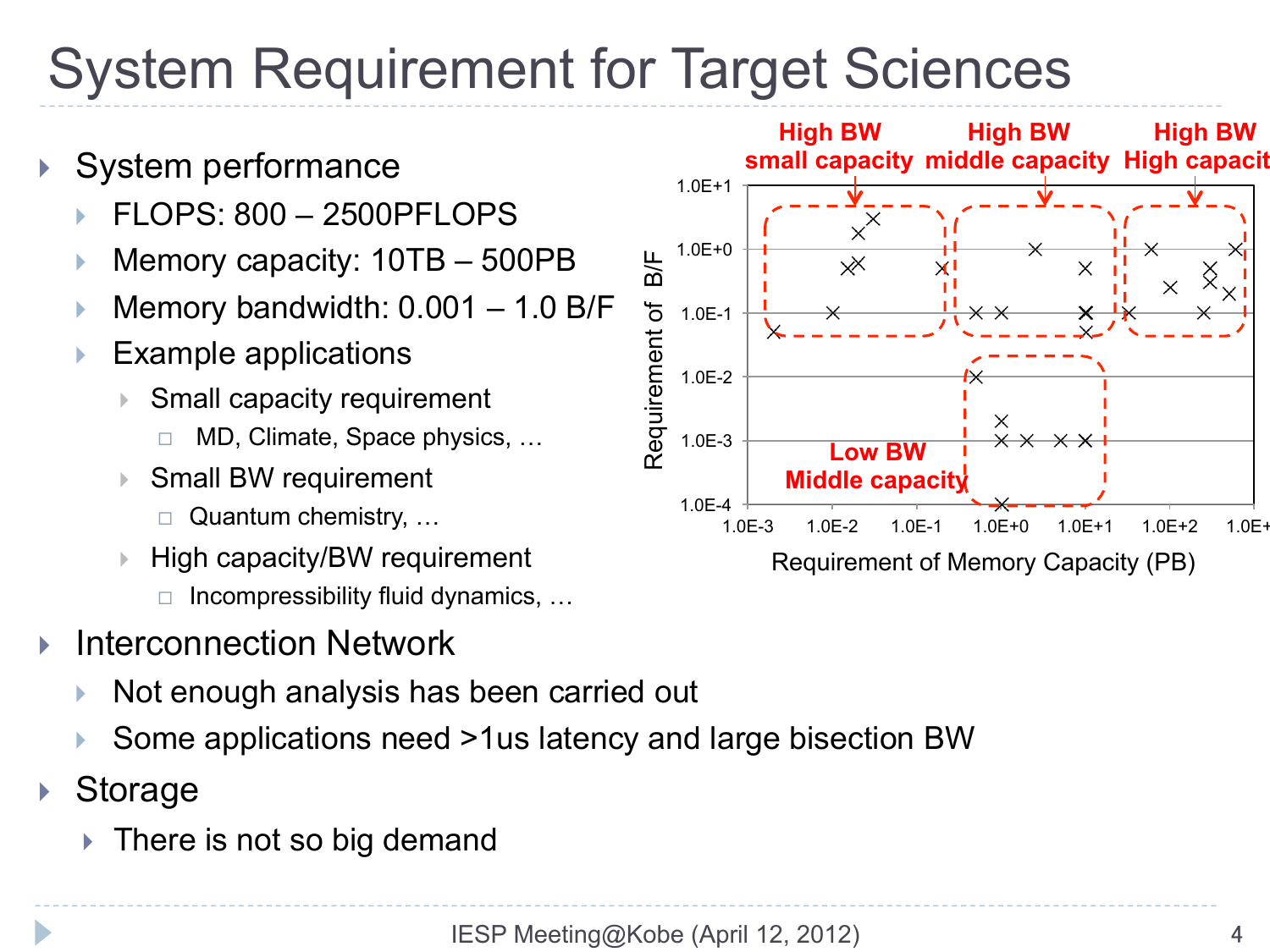# System Requirement for Target Sciences

- System performance
  - FLOPS: 800 – 2500PFLOPS
  - Memory capacity: 10TB – 500PB
  - Memory bandwidth: 0.001 – 1.0 B/F
  - Example applications
    - Small capacity requirement
      - MD, Climate, Space physics, …
    - Small BW requirement
      - Quantum chemistry, …
    - High capacity/BW requirement
      - Incompressibility fluid dynamics, …
- Interconnection Network
  - Not enough analysis has been carried out
  - Some applications need >1us latency and large bisection BW
- Storage
  - There is not so big demand

High BW small capacity | High BW middle capacity | High BW High capacit | Low BW Middle capacity

Requirement of B/F (1.0E-4 – 1.0E+1) vs. Requirement of Memory Capacity (PB) (1.0E-3 – 1.0E+3)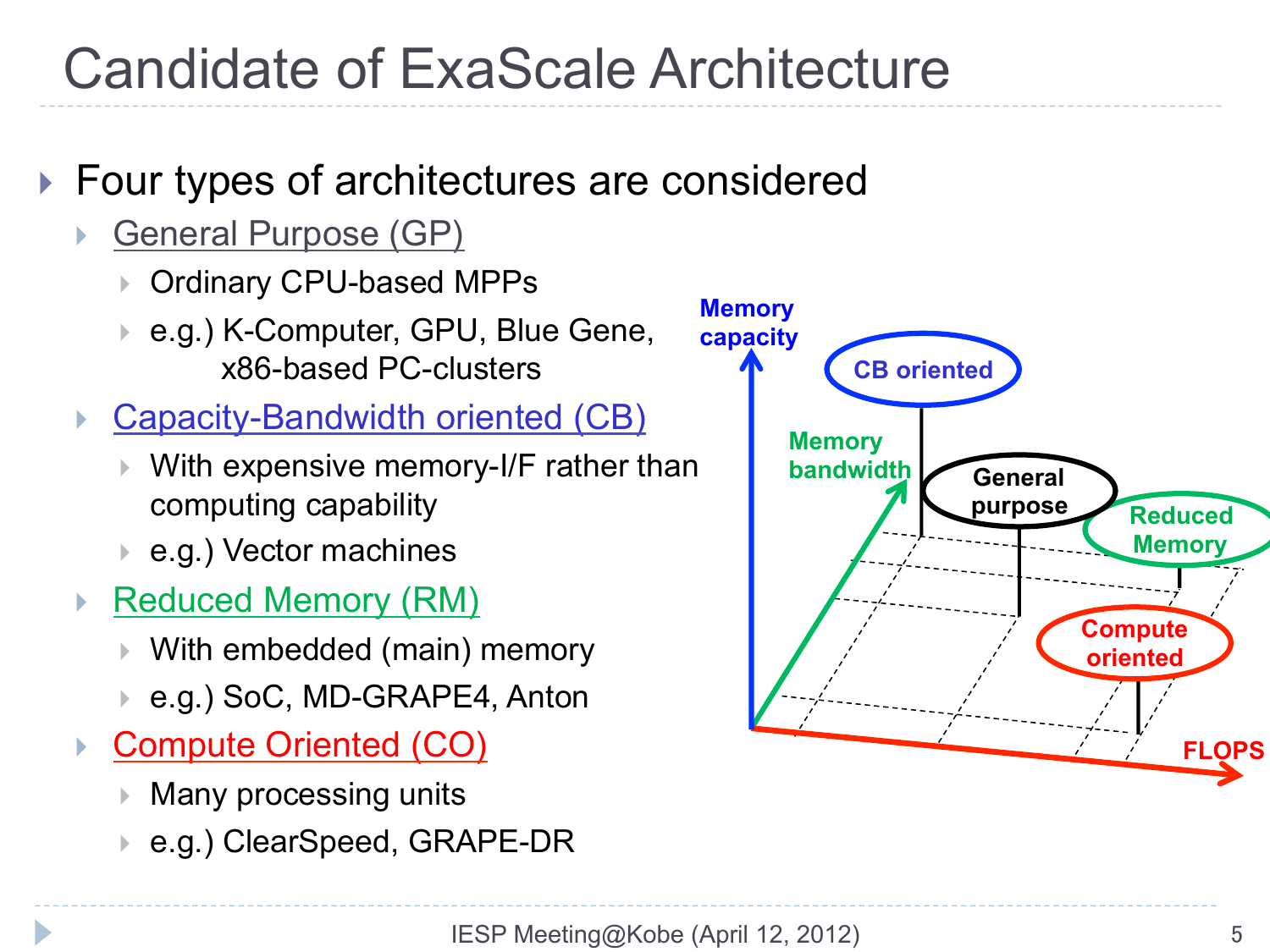# Candidate of ExaScale Architecture

- Four types of architectures are considered
  - General Purpose (GP)
    - Ordinary CPU-based MPPs
    - e.g.) K-Computer, GPU, Blue Gene, x86-based PC-clusters
  - Capacity-Bandwidth oriented (CB)
    - With expensive memory-I/F rather than computing capability
    - e.g.) Vector machines
  - Reduced Memory (RM)
    - With embedded (main) memory
    - e.g.) SoC, MD-GRAPE4, Anton
  - Compute Oriented (CO)
    - Many processing units
    - e.g.) ClearSpeed, GRAPE-DR

Memory capacity

Memory bandwidth

FLOPS

CB oriented

General purpose

Reduced Memory

Compute oriented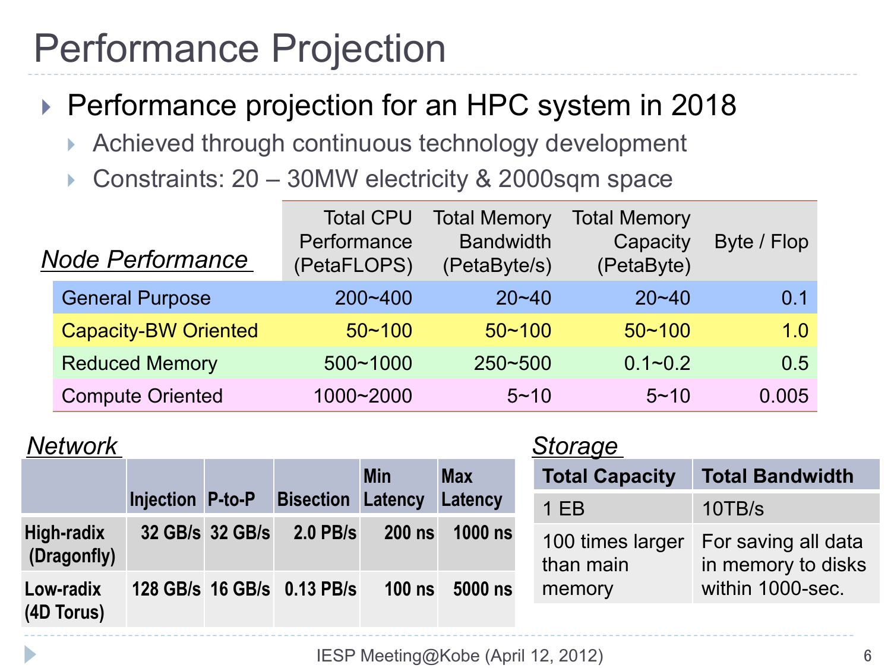# Performance Projection

- Performance projection for an HPC system in 2018
  - Achieved through continuous technology development
  - Constraints: 20 – 30MW electricity & 2000sqm space

***Node Performance***

| | Total CPU Performance (PetaFLOPS) | Total Memory Bandwidth (PetaByte/s) | Total Memory Capacity (PetaByte) | Byte / Flop |
|---|---|---|---|---|
| General Purpose | 200~400 | 20~40 | 20~40 | 0.1 |
| Capacity-BW Oriented | 50~100 | 50~100 | 50~100 | 1.0 |
| Reduced Memory | 500~1000 | 250~500 | 0.1~0.2 | 0.5 |
| Compute Oriented | 1000~2000 | 5~10 | 5~10 | 0.005 |

***Network***

| | Injection | P-to-P | Bisection | Min Latency | Max Latency |
|---|---|---|---|---|---|
| High-radix (Dragonfly) | 32 GB/s | 32 GB/s | 2.0 PB/s | 200 ns | 1000 ns |
| Low-radix (4D Torus) | 128 GB/s | 16 GB/s | 0.13 PB/s | 100 ns | 5000 ns |

***Storage***

| Total Capacity | Total Bandwidth |
|---|---|
| 1 EB | 10TB/s |
| 100 times larger than main memory | For saving all data in memory to disks within 1000-sec. |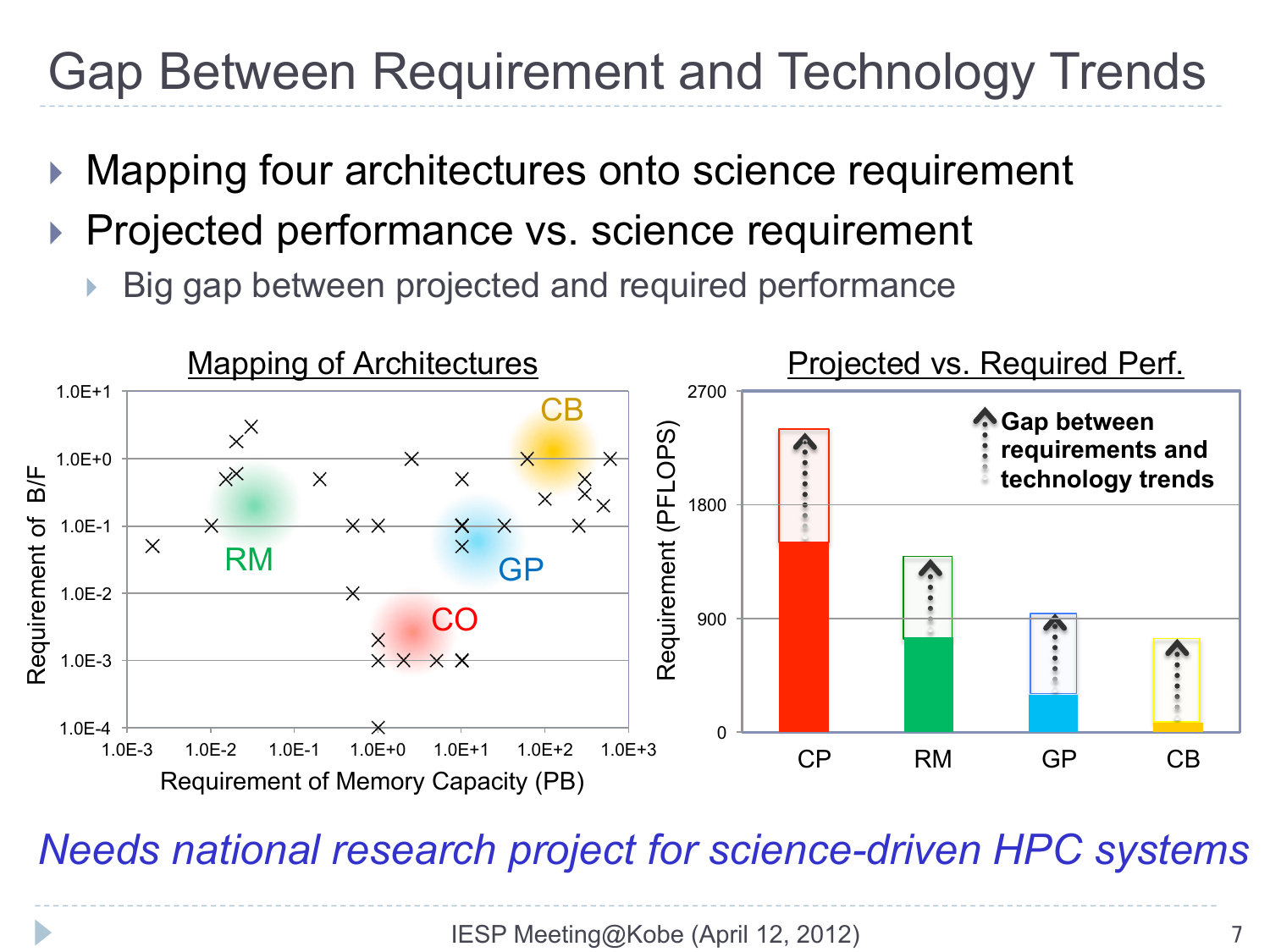# Gap Between Requirement and Technology Trends

- Mapping four architectures onto science requirement
- Projected performance vs. science requirement
  - Big gap between projected and required performance

**Mapping of Architectures**

Requirement of B/F (1.0E-4 to 1.0E+1) vs. Requirement of Memory Capacity (PB) (1.0E-3 to 1.0E+3)

Clusters: CB, RM, GP, CO

**Projected vs. Required Perf.**

Requirement (PFLOPS) (0 to 2700) for CP, RM, GP, CB

Gap between requirements and technology trends

*Needs national research project for science-driven HPC systems*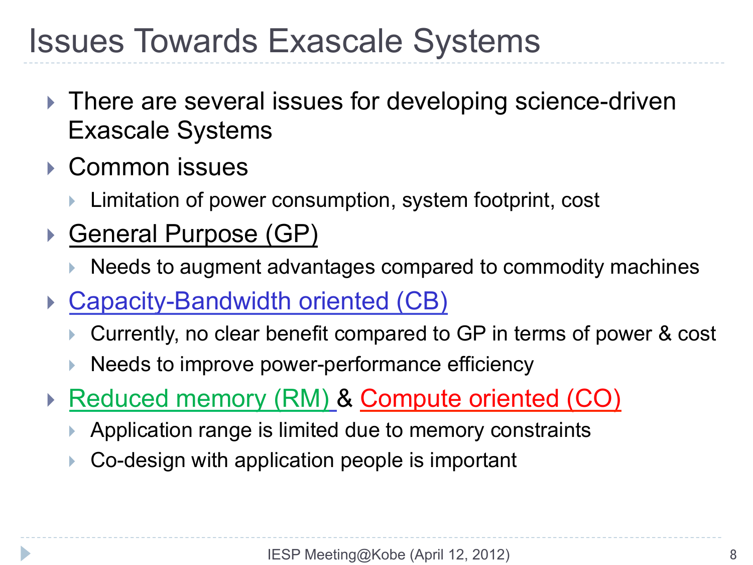# Issues Towards Exascale Systems

- There are several issues for developing science-driven Exascale Systems
- Common issues
  - Limitation of power consumption, system footprint, cost
- General Purpose (GP)
  - Needs to augment advantages compared to commodity machines
- Capacity-Bandwidth oriented (CB)
  - Currently, no clear benefit compared to GP in terms of power & cost
  - Needs to improve power-performance efficiency
- Reduced memory (RM) & Compute oriented (CO)
  - Application range is limited due to memory constraints
  - Co-design with application people is important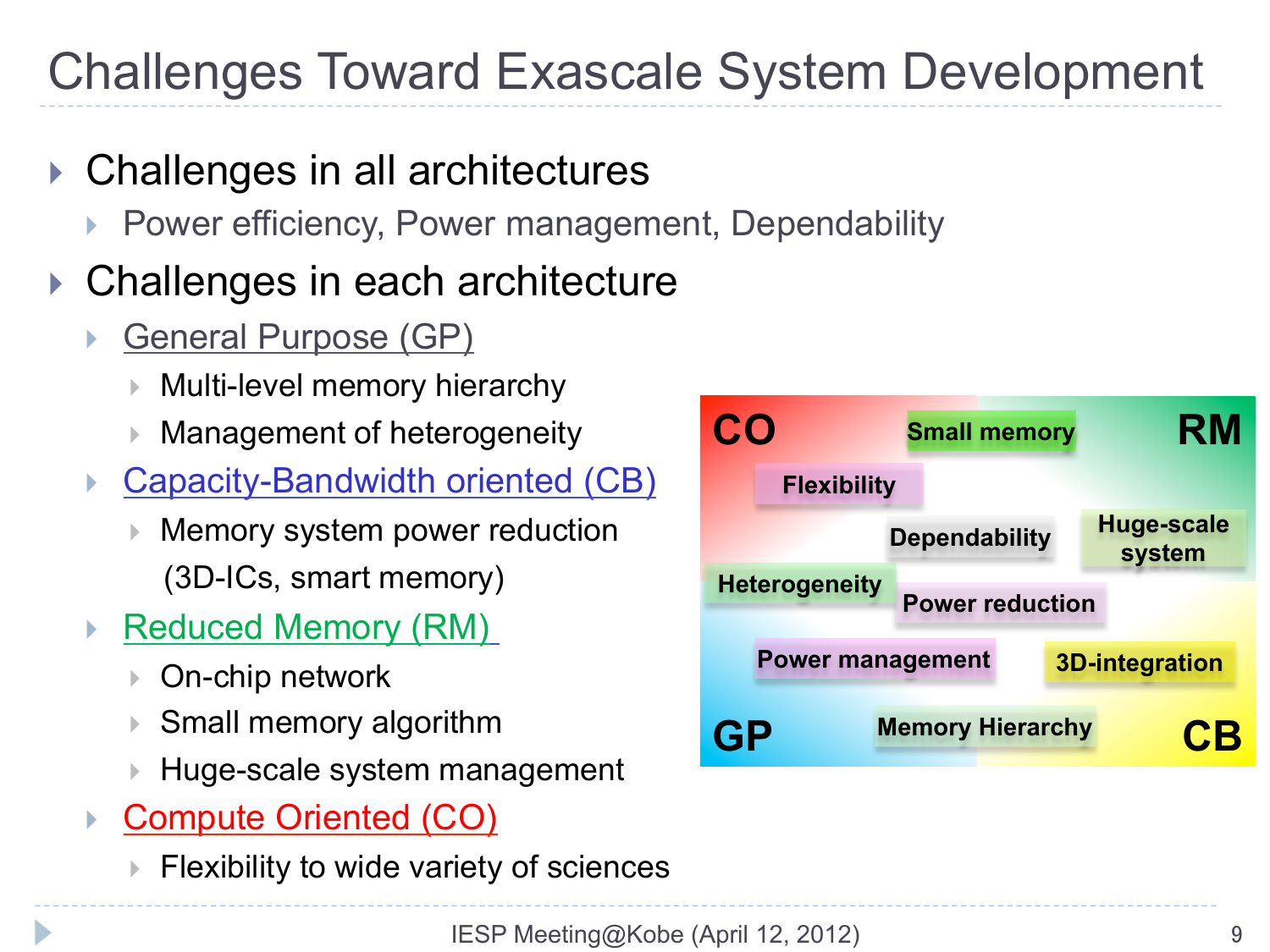# Challenges Toward Exascale System Development

- Challenges in all architectures
  - Power efficiency, Power management, Dependability
- Challenges in each architecture
  - General Purpose (GP)
    - Multi-level memory hierarchy
    - Management of heterogeneity
  - Capacity-Bandwidth oriented (CB)
    - Memory system power reduction (3D-ICs, smart memory)
  - Reduced Memory (RM)
    - On-chip network
    - Small memory algorithm
    - Huge-scale system management
  - Compute Oriented (CO)
    - Flexibility to wide variety of sciences

CO | RM | GP | CB

Small memory, Flexibility, Dependability, Huge-scale system, Heterogeneity, Power reduction, Power management, 3D-integration, Memory Hierarchy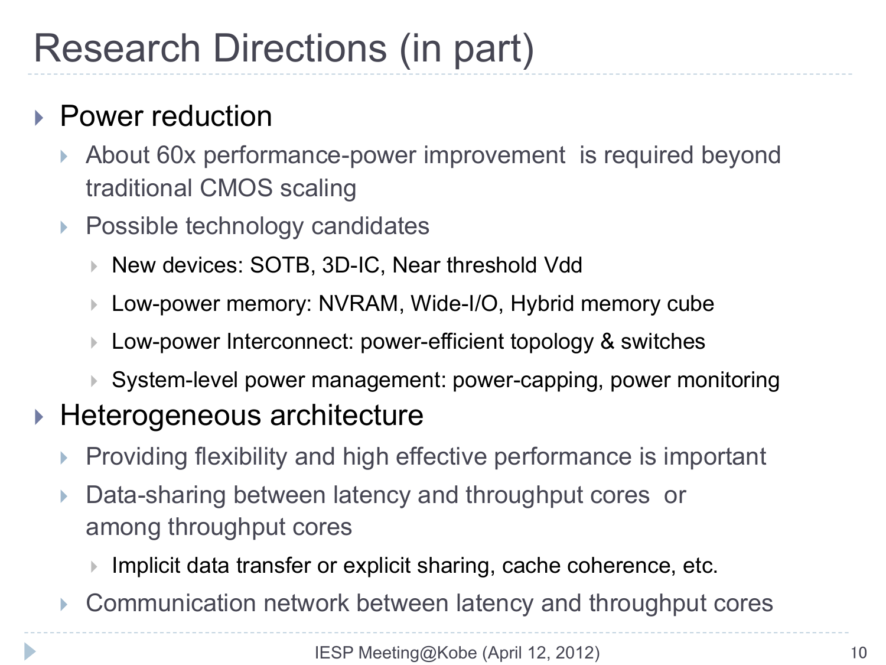# Research Directions (in part)

- Power reduction
  - About 60x performance-power improvement is required beyond traditional CMOS scaling
  - Possible technology candidates
    - New devices: SOTB, 3D-IC, Near threshold Vdd
    - Low-power memory: NVRAM, Wide-I/O, Hybrid memory cube
    - Low-power Interconnect: power-efficient topology & switches
    - System-level power management: power-capping, power monitoring
- Heterogeneous architecture
  - Providing flexibility and high effective performance is important
  - Data-sharing between latency and throughput cores or among throughput cores
    - Implicit data transfer or explicit sharing, cache coherence, etc.
  - Communication network between latency and throughput cores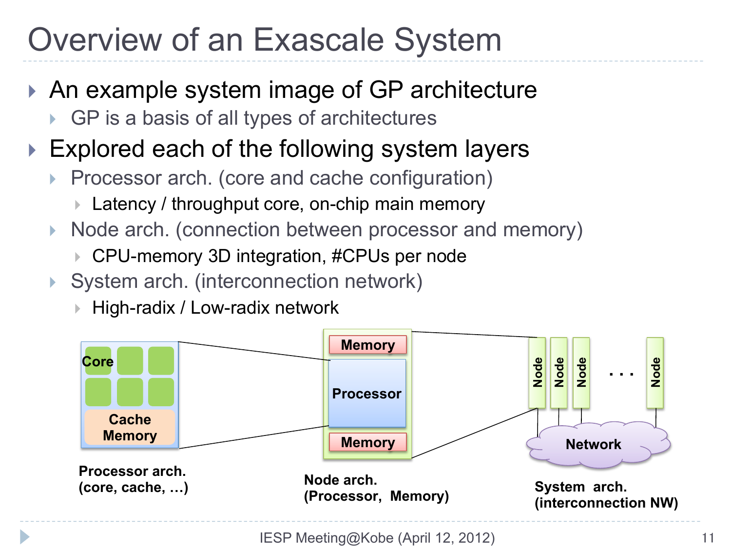# Overview of an Exascale System

- An example system image of GP architecture
  - GP is a basis of all types of architectures
- Explored each of the following system layers
  - Processor arch. (core and cache configuration)
    - Latency / throughput core, on-chip main memory
  - Node arch. (connection between processor and memory)
    - CPU-memory 3D integration, #CPUs per node
  - System arch. (interconnection network)
    - High-radix / Low-radix network

**Processor arch. (core, cache, …)**

**Node arch. (Processor, Memory)**

**System arch. (interconnection NW)**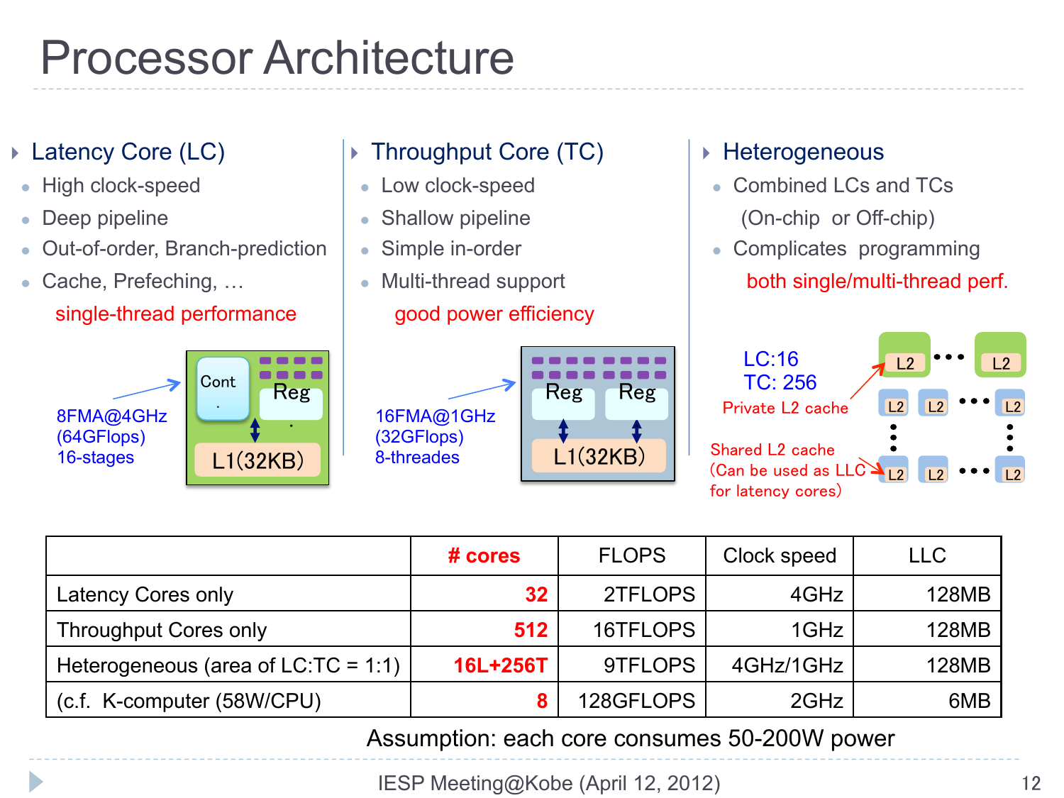# Processor Architecture

## Latency Core (LC)

- High clock-speed
- Deep pipeline
- Out-of-order, Branch-prediction
- Cache, Prefeching, …

single-thread performance

8FMA@4GHz
(64GFlops)
16-stages

Cont.

Reg

L1(32KB)

## Throughput Core (TC)

- Low clock-speed
- Shallow pipeline
- Simple in-order
- Multi-thread support

good power efficiency

16FMA@1GHz
(32GFlops)
8-threades

Reg

Reg

L1(32KB)

## Heterogeneous

- Combined LCs and TCs (On-chip or Off-chip)
- Complicates programming

both single/multi-thread perf.

LC:16
TC: 256

Private L2 cache

Shared L2 cache (Can be used as LLC for latency cores)

|  | # cores | FLOPS | Clock speed | LLC |
|---|---|---|---|---|
| Latency Cores only | 32 | 2TFLOPS | 4GHz | 128MB |
| Throughput Cores only | 512 | 16TFLOPS | 1GHz | 128MB |
| Heterogeneous (area of LC:TC = 1:1) | 16L+256T | 9TFLOPS | 4GHz/1GHz | 128MB |
| (c.f. K-computer (58W/CPU) | 8 | 128GFLOPS | 2GHz | 6MB |

Assumption: each core consumes 50-200W power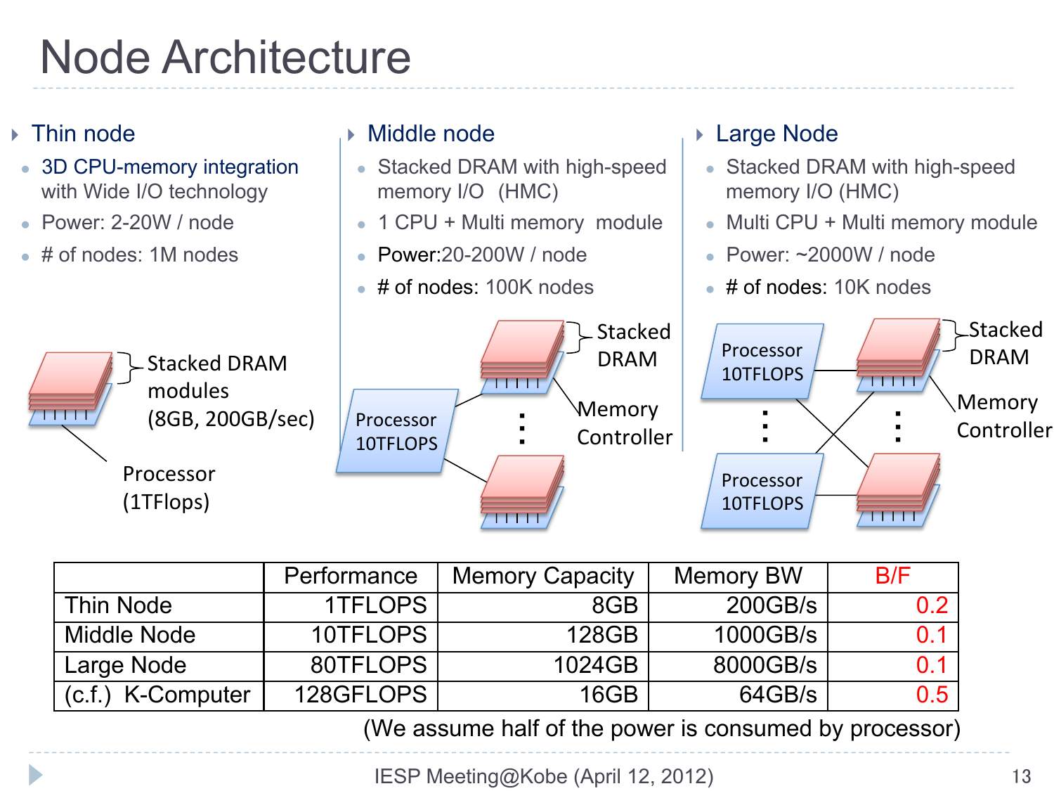# Node Architecture

- **Thin node**
  - 3D CPU-memory integration with Wide I/O technology
  - Power: 2-20W / node
  - # of nodes: 1M nodes

- **Middle node**
  - Stacked DRAM with high-speed memory I/O (HMC)
  - 1 CPU + Multi memory module
  - Power:20-200W / node
  - # of nodes: 100K nodes

- **Large Node**
  - Stacked DRAM with high-speed memory I/O (HMC)
  - Multi CPU + Multi memory module
  - Power: ~2000W / node
  - # of nodes: 10K nodes

Stacked DRAM modules (8GB, 200GB/sec)

Processor (1TFlops)

Processor 10TFLOPS

Stacked DRAM

Memory Controller

| | Performance | Memory Capacity | Memory BW | B/F |
|---|---|---|---|---|
| Thin Node | 1TFLOPS | 8GB | 200GB/s | 0.2 |
| Middle Node | 10TFLOPS | 128GB | 1000GB/s | 0.1 |
| Large Node | 80TFLOPS | 1024GB | 8000GB/s | 0.1 |
| (c.f.) K-Computer | 128GFLOPS | 16GB | 64GB/s | 0.5 |

(We assume half of the power is consumed by processor)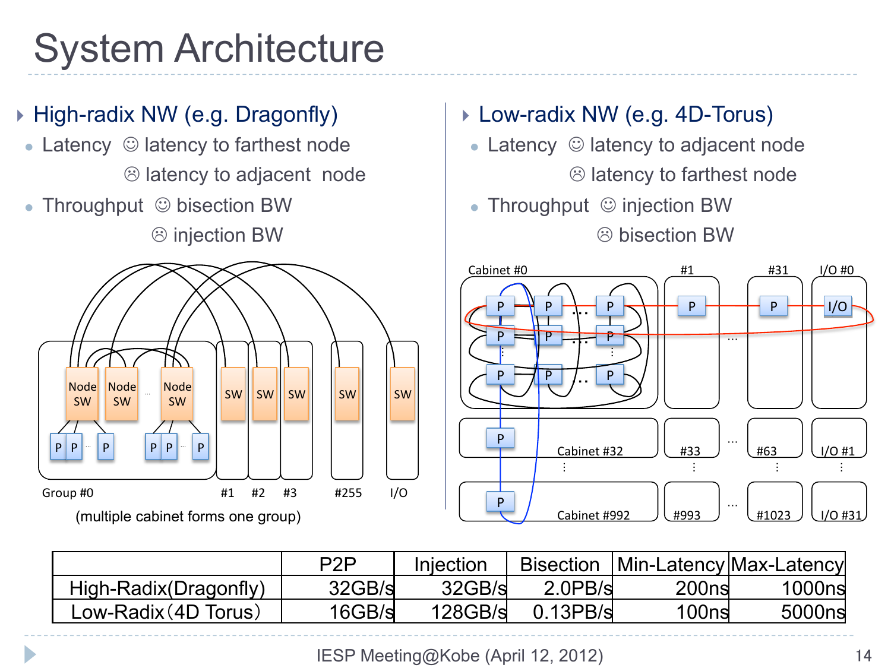# System Architecture

- **High-radix NW (e.g. Dragonfly)**
  - Latency ☺ latency to farthest node
    ☹ latency to adjacent node
  - Throughput ☺ bisection BW
    ☹ injection BW

Group #0 #1 #2 #3 #255 I/O

(multiple cabinet forms one group)

- **Low-radix NW (e.g. 4D-Torus)**
  - Latency ☺ latency to adjacent node
    ☹ latency to farthest node
  - Throughput ☺ injection BW
    ☹ bisection BW

| | P2P | Injection | Bisection | Min-Latency | Max-Latency |
|---|---|---|---|---|---|
| High-Radix(Dragonfly) | 32GB/s | 32GB/s | 2.0PB/s | 200ns | 1000ns |
| Low-Radix（4D Torus） | 16GB/s | 128GB/s | 0.13PB/s | 100ns | 5000ns |

IESP Meeting@Kobe (April 12, 2012)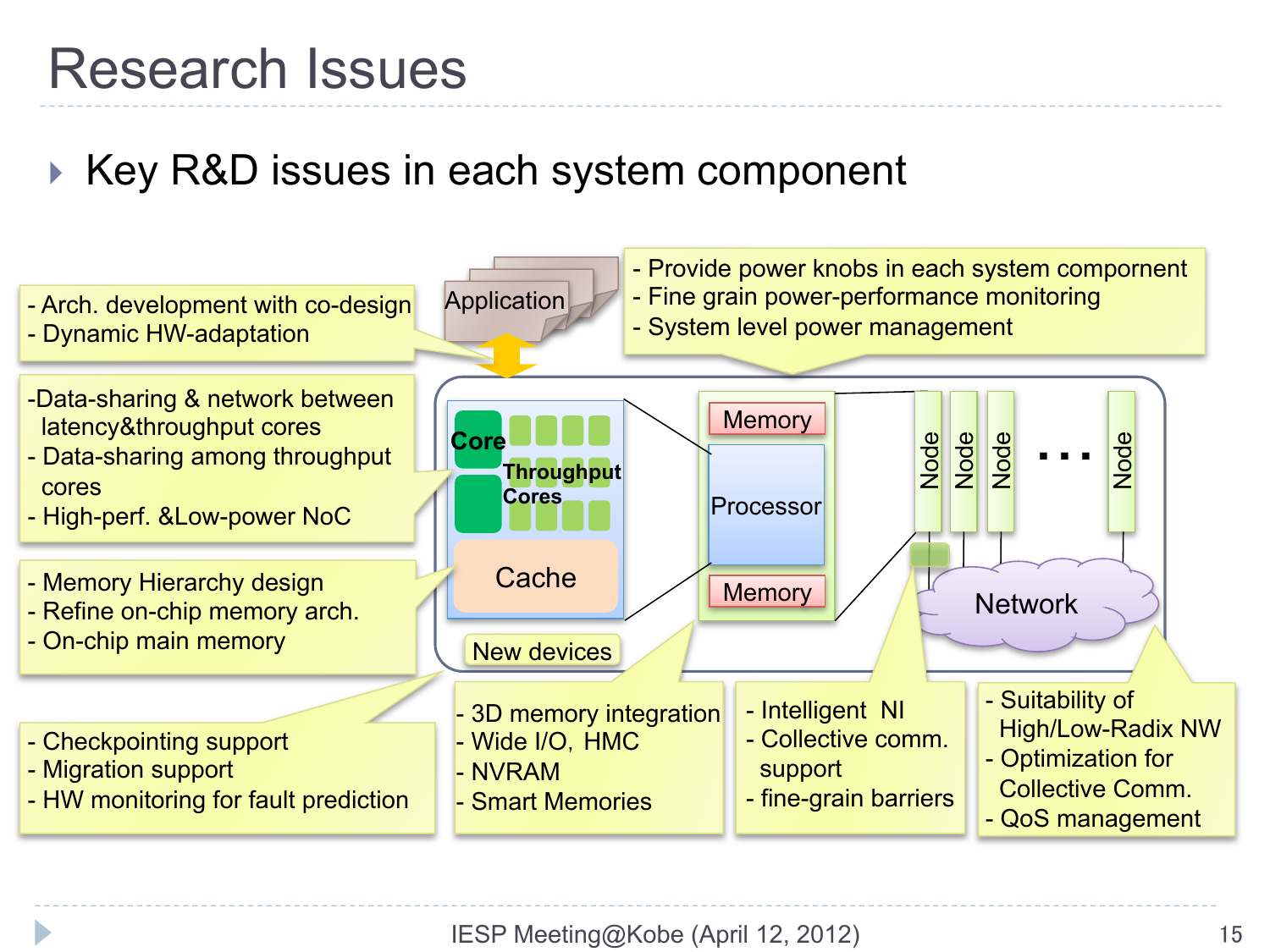# Research Issues

- Key R&D issues in each system component

- Arch. development with co-design
- Dynamic HW-adaptation

Application

- Provide power knobs in each system compornent
- Fine grain power-performance monitoring
- System level power management

-Data-sharing & network between latency&throughput cores
- Data-sharing among throughput cores
- High-perf. &Low-power NoC

Core

Throughput Cores

Cache

Memory

Processor

Memory

Node

Node

Node

...

Node

Network

- Memory Hierarchy design
- Refine on-chip memory arch.
- On-chip main memory

New devices

- Checkpointing support
- Migration support
- HW monitoring for fault prediction

- 3D memory integration
- Wide I/O, HMC
- NVRAM
- Smart Memories

- Intelligent NI
- Collective comm. support
- fine-grain barriers

- Suitability of High/Low-Radix NW
- Optimization for Collective Comm.
- QoS management

IESP Meeting@Kobe (April 12, 2012)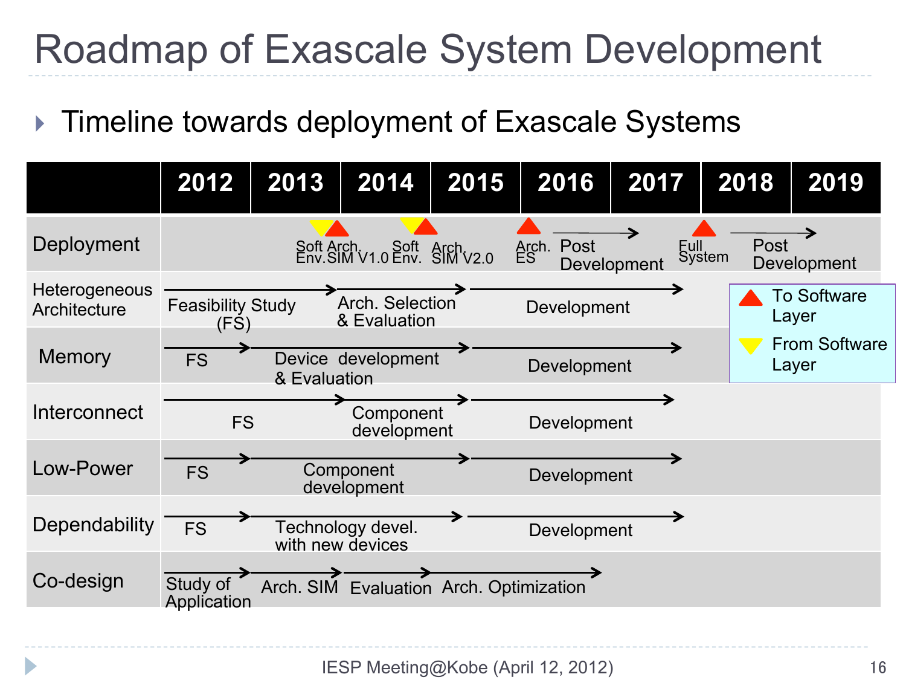# Roadmap of Exascale System Development

- Timeline towards deployment of Exascale Systems

| | 2012 | 2013 | 2014 | 2015 | 2016 | 2017 | 2018 | 2019 |
|---|---|---|---|---|---|---|---|---|
| Deployment | | Soft Env. ▼ / Arch. SIM V1.0 ▲ | Soft Env. ▼ / Arch. SIM V2.0 ▲ | | Arch. ES ▲ / Post Development → | | Full System ▲ / Post Development → | |
| Heterogeneous Architecture | Feasibility Study (FS) → | | Arch. Selection & Evaluation → | | Development → | | | |
| Memory | FS → | Device development & Evaluation → | | | Development → | | | |
| Interconnect | FS → | | Component development → | | Development → | | | |
| Low-Power | FS → | Component development → | | | Development → | | | |
| Dependability | FS → | Technology devel. with new devices → | | | Development → | | | |
| Co-design | Study of Application → | Arch. SIM → | Evaluation → | Arch. Optimization → | | | | |

▲ To Software Layer

▼ From Software Layer

IESP Meeting@Kobe (April 12, 2012)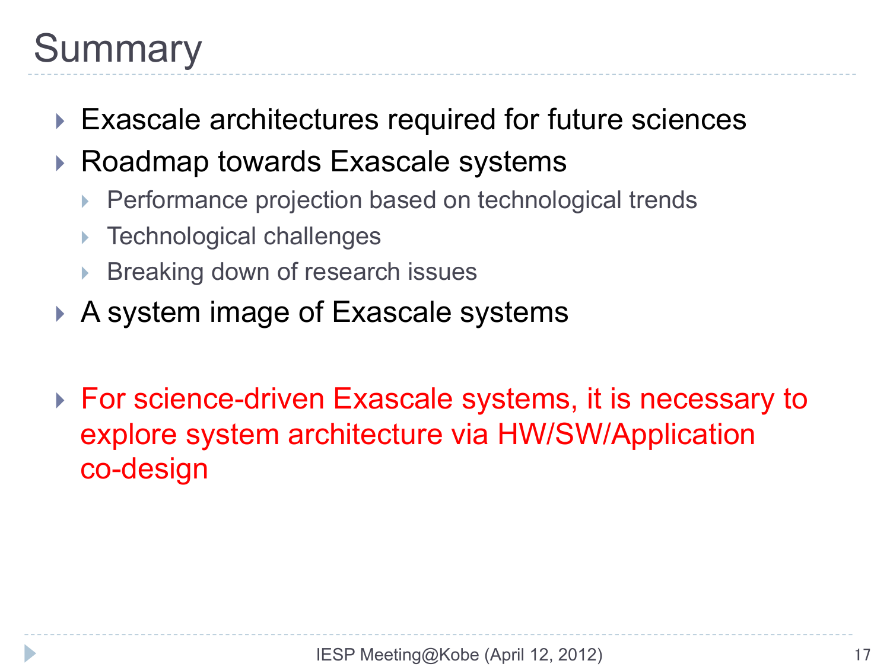# Summary

- Exascale architectures required for future sciences
- Roadmap towards Exascale systems
  - Performance projection based on technological trends
  - Technological challenges
  - Breaking down of research issues
- A system image of Exascale systems

- For science-driven Exascale systems, it is necessary to explore system architecture via HW/SW/Application co-design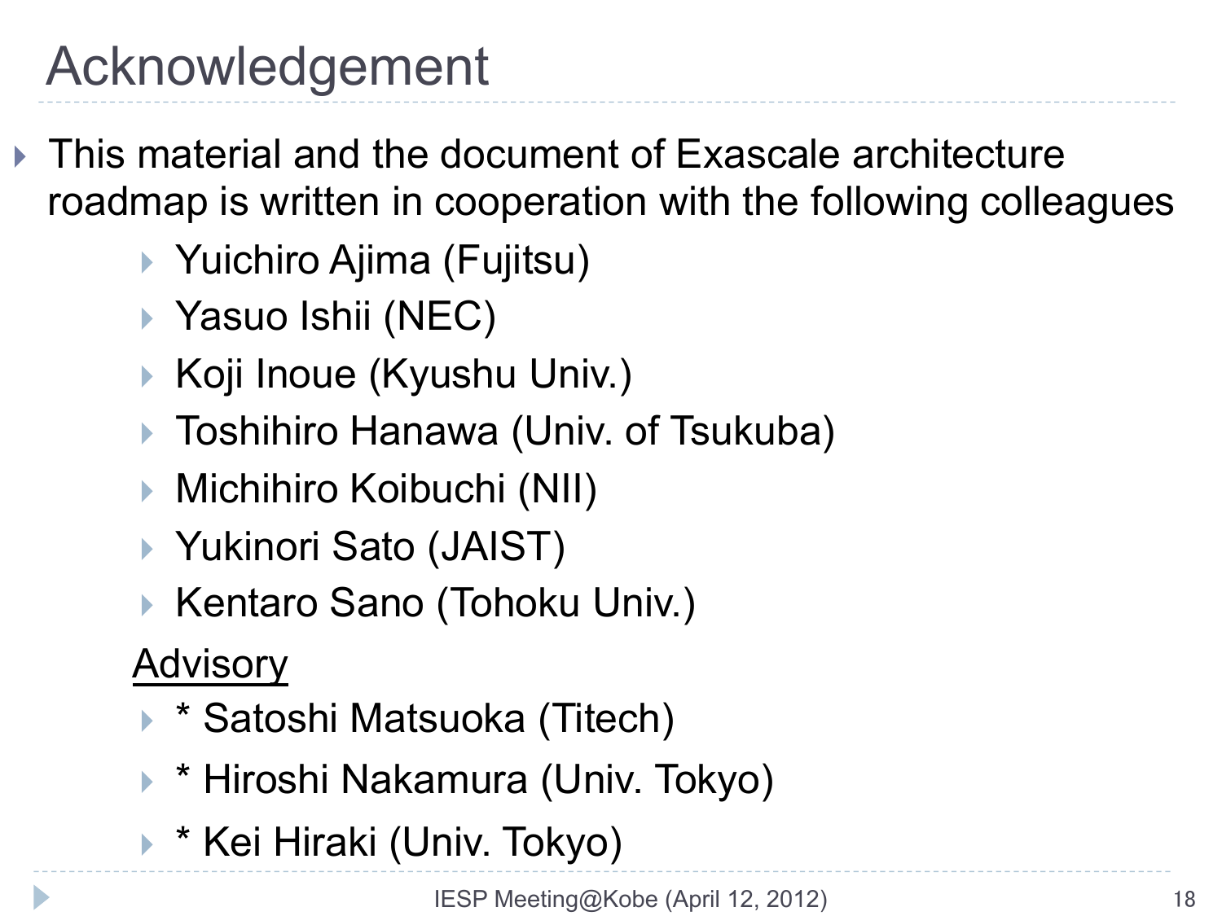# Acknowledgement

- This material and the document of Exascale architecture roadmap is written in cooperation with the following colleagues
  - Yuichiro Ajima (Fujitsu)
  - Yasuo Ishii (NEC)
  - Koji Inoue (Kyushu Univ.)
  - Toshihiro Hanawa (Univ. of Tsukuba)
  - Michihiro Koibuchi (NII)
  - Yukinori Sato (JAIST)
  - Kentaro Sano (Tohoku Univ.)

  <u>Advisory</u>
  - * Satoshi Matsuoka (Titech)
  - * Hiroshi Nakamura (Univ. Tokyo)
  - * Kei Hiraki (Univ. Tokyo)